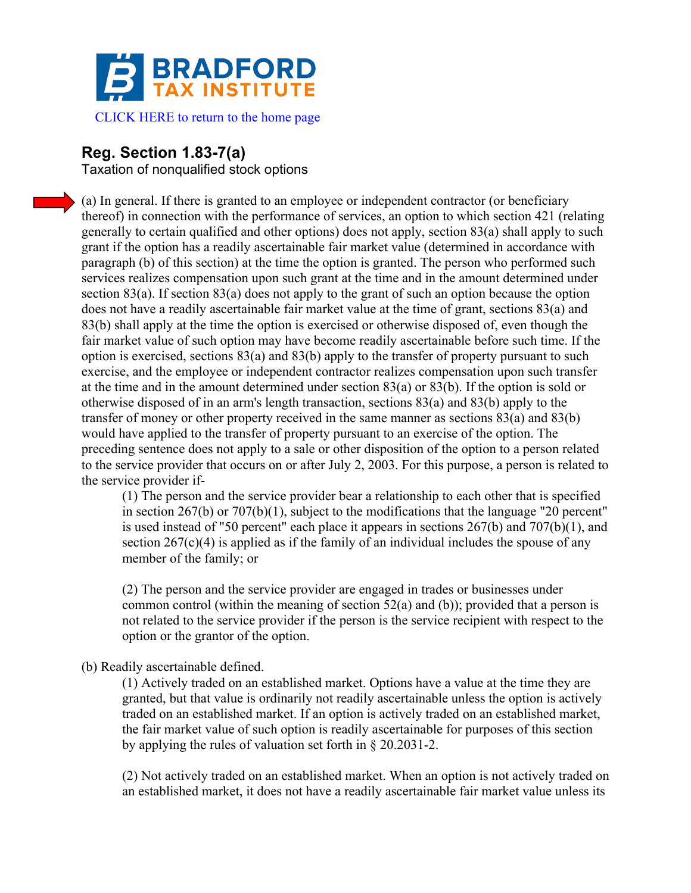BRADFORD TAX INSTITUTE

CLICK HERE to return to the home page

## Reg. Section 1.83-7(a)

Taxation of nonqualified stock options

(a) In general. If there is granted to an employee or independent contractor (or beneficiary thereof) in connection with the performance of services, an option to which section 421 (relating generally to certain qualified and other options) does not apply, section 83(a) shall apply to such grant if the option has a readily ascertainable fair market value (determined in accordance with paragraph (b) of this section) at the time the option is granted. The person who performed such services realizes compensation upon such grant at the time and in the amount determined under section 83(a). If section 83(a) does not apply to the grant of such an option because the option does not have a readily ascertainable fair market value at the time of grant, sections 83(a) and 83(b) shall apply at the time the option is exercised or otherwise disposed of, even though the fair market value of such option may have become readily ascertainable before such time. If the option is exercised, sections 83(a) and 83(b) apply to the transfer of property pursuant to such exercise, and the employee or independent contractor realizes compensation upon such transfer at the time and in the amount determined under section 83(a) or 83(b). If the option is sold or otherwise disposed of in an arm's length transaction, sections 83(a) and 83(b) apply to the transfer of money or other property received in the same manner as sections 83(a) and 83(b) would have applied to the transfer of property pursuant to an exercise of the option. The preceding sentence does not apply to a sale or other disposition of the option to a person related to the service provider that occurs on or after July 2, 2003. For this purpose, a person is related to the service provider if-

> (1) The person and the service provider bear a relationship to each other that is specified in section 267(b) or 707(b)(1), subject to the modifications that the language "20 percent" is used instead of "50 percent" each place it appears in sections 267(b) and 707(b)(1), and section 267(c)(4) is applied as if the family of an individual includes the spouse of any member of the family; or
>
> (2) The person and the service provider are engaged in trades or businesses under common control (within the meaning of section 52(a) and (b)); provided that a person is not related to the service provider if the person is the service recipient with respect to the option or the grantor of the option.

(b) Readily ascertainable defined.

> (1) Actively traded on an established market. Options have a value at the time they are granted, but that value is ordinarily not readily ascertainable unless the option is actively traded on an established market. If an option is actively traded on an established market, the fair market value of such option is readily ascertainable for purposes of this section by applying the rules of valuation set forth in § 20.2031-2.
>
> (2) Not actively traded on an established market. When an option is not actively traded on an established market, it does not have a readily ascertainable fair market value unless its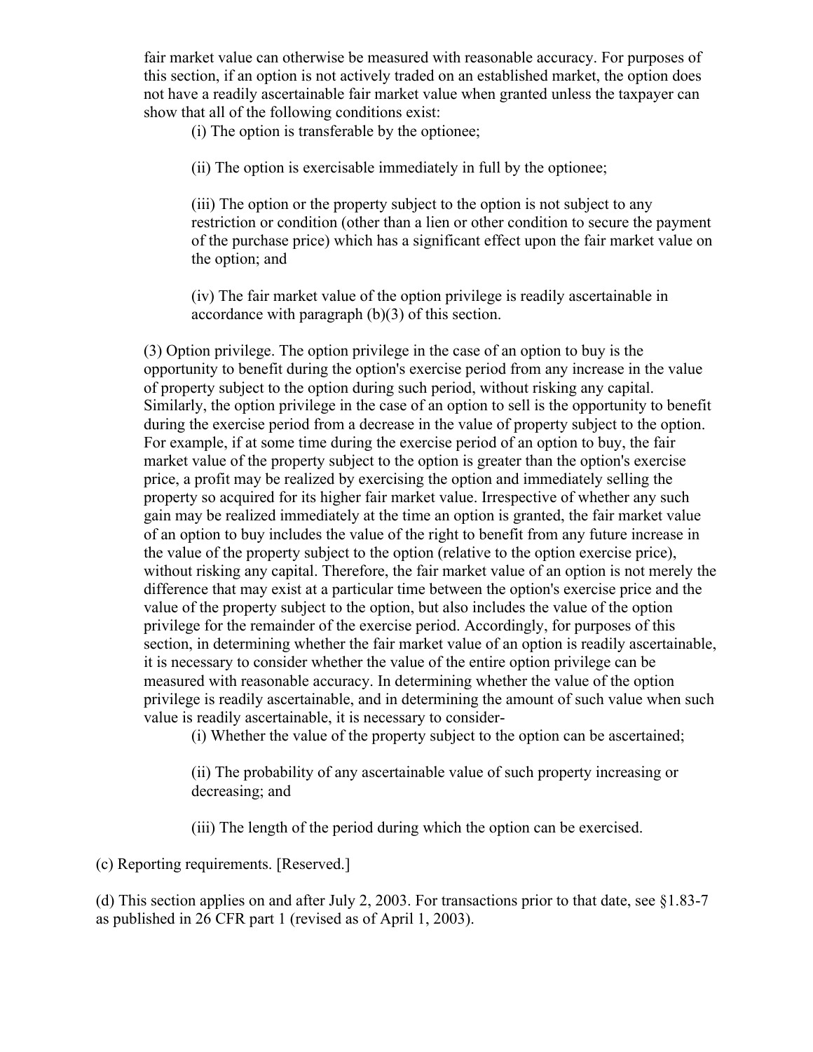fair market value can otherwise be measured with reasonable accuracy. For purposes of this section, if an option is not actively traded on an established market, the option does not have a readily ascertainable fair market value when granted unless the taxpayer can show that all of the following conditions exist:

(i) The option is transferable by the optionee;

(ii) The option is exercisable immediately in full by the optionee;

(iii) The option or the property subject to the option is not subject to any restriction or condition (other than a lien or other condition to secure the payment of the purchase price) which has a significant effect upon the fair market value on the option; and

(iv) The fair market value of the option privilege is readily ascertainable in accordance with paragraph (b)(3) of this section.

(3) Option privilege. The option privilege in the case of an option to buy is the opportunity to benefit during the option's exercise period from any increase in the value of property subject to the option during such period, without risking any capital. Similarly, the option privilege in the case of an option to sell is the opportunity to benefit during the exercise period from a decrease in the value of property subject to the option. For example, if at some time during the exercise period of an option to buy, the fair market value of the property subject to the option is greater than the option's exercise price, a profit may be realized by exercising the option and immediately selling the property so acquired for its higher fair market value. Irrespective of whether any such gain may be realized immediately at the time an option is granted, the fair market value of an option to buy includes the value of the right to benefit from any future increase in the value of the property subject to the option (relative to the option exercise price), without risking any capital. Therefore, the fair market value of an option is not merely the difference that may exist at a particular time between the option's exercise price and the value of the property subject to the option, but also includes the value of the option privilege for the remainder of the exercise period. Accordingly, for purposes of this section, in determining whether the fair market value of an option is readily ascertainable, it is necessary to consider whether the value of the entire option privilege can be measured with reasonable accuracy. In determining whether the value of the option privilege is readily ascertainable, and in determining the amount of such value when such value is readily ascertainable, it is necessary to consider-

(i) Whether the value of the property subject to the option can be ascertained;

(ii) The probability of any ascertainable value of such property increasing or decreasing; and

(iii) The length of the period during which the option can be exercised.

(c) Reporting requirements. [Reserved.]

(d) This section applies on and after July 2, 2003. For transactions prior to that date, see §1.83-7 as published in 26 CFR part 1 (revised as of April 1, 2003).